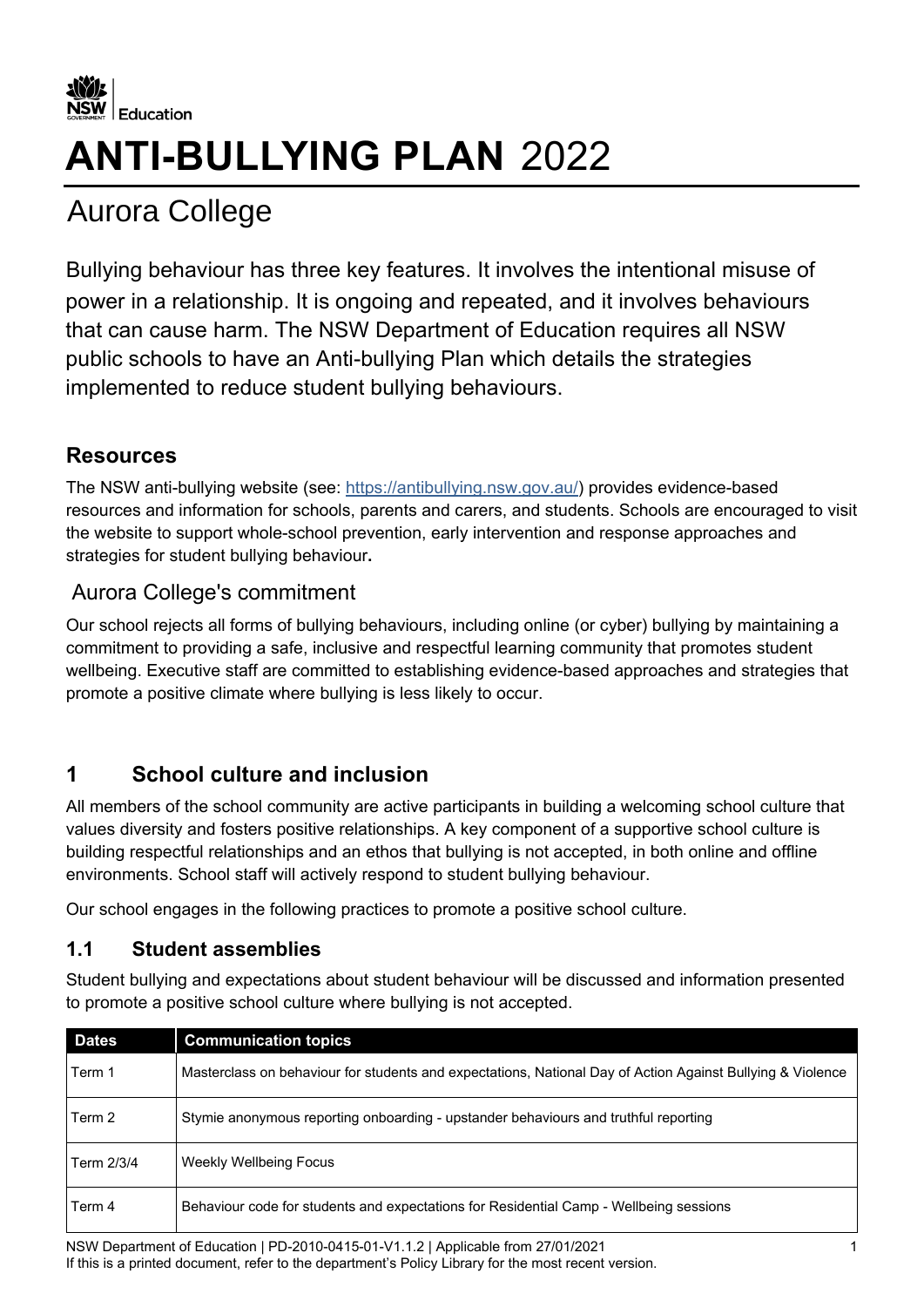NSW Education

# ANTI-BULLYING PLAN 2022

## Aurora College

Bullying behaviour has three key features. It involves the intentional misuse of power in a relationship. It is ongoing and repeated, and it involves behaviours that can cause harm. The NSW Department of Education requires all NSW public schools to have an Anti-bullying Plan which details the strategies implemented to reduce student bullying behaviours.

### Resources

The NSW anti-bullying website (see: https://antibullying.nsw.gov.au/) provides evidence-based resources and information for schools, parents and carers, and students. Schools are encouraged to visit the website to support whole-school prevention, early intervention and response approaches and strategies for student bullying behaviour.

### Aurora College's commitment

Our school rejects all forms of bullying behaviours, including online (or cyber) bullying by maintaining a commitment to providing a safe, inclusive and respectful learning community that promotes student wellbeing. Executive staff are committed to establishing evidence-based approaches and strategies that promote a positive climate where bullying is less likely to occur.

## 1 School culture and inclusion

All members of the school community are active participants in building a welcoming school culture that values diversity and fosters positive relationships. A key component of a supportive school culture is building respectful relationships and an ethos that bullying is not accepted, in both online and offline environments. School staff will actively respond to student bullying behaviour.

Our school engages in the following practices to promote a positive school culture.

### 1.1 Student assemblies

Student bullying and expectations about student behaviour will be discussed and information presented to promote a positive school culture where bullying is not accepted.

| Dates | Communication topics |
|---|---|
| Term 1 | Masterclass on behaviour for students and expectations, National Day of Action Against Bullying & Violence |
| Term 2 | Stymie anonymous reporting onboarding - upstander behaviours and truthful reporting |
| Term 2/3/4 | Weekly Wellbeing Focus |
| Term 4 | Behaviour code for students and expectations for Residential Camp - Wellbeing sessions |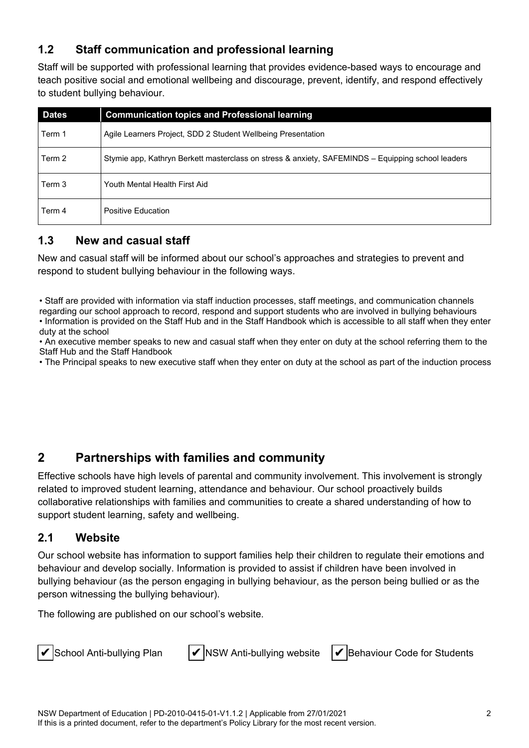## 1.2 Staff communication and professional learning

Staff will be supported with professional learning that provides evidence-based ways to encourage and teach positive social and emotional wellbeing and discourage, prevent, identify, and respond effectively to student bullying behaviour.

| Dates | Communication topics and Professional learning |
| --- | --- |
| Term 1 | Agile Learners Project, SDD 2 Student Wellbeing Presentation |
| Term 2 | Stymie app, Kathryn Berkett masterclass on stress & anxiety, SAFEMINDS – Equipping school leaders |
| Term 3 | Youth Mental Health First Aid |
| Term 4 | Positive Education |

## 1.3 New and casual staff

New and casual staff will be informed about our school's approaches and strategies to prevent and respond to student bullying behaviour in the following ways.

- Staff are provided with information via staff induction processes, staff meetings, and communication channels regarding our school approach to record, respond and support students who are involved in bullying behaviours
- Information is provided on the Staff Hub and in the Staff Handbook which is accessible to all staff when they enter duty at the school
- An executive member speaks to new and casual staff when they enter on duty at the school referring them to the Staff Hub and the Staff Handbook
- The Principal speaks to new executive staff when they enter on duty at the school as part of the induction process

# 2 Partnerships with families and community

Effective schools have high levels of parental and community involvement. This involvement is strongly related to improved student learning, attendance and behaviour. Our school proactively builds collaborative relationships with families and communities to create a shared understanding of how to support student learning, safety and wellbeing.

## 2.1 Website

Our school website has information to support families help their children to regulate their emotions and behaviour and develop socially. Information is provided to assist if children have been involved in bullying behaviour (as the person engaging in bullying behaviour, as the person being bullied or as the person witnessing the bullying behaviour).

The following are published on our school's website.

- ✔ School Anti-bullying Plan
- ✔ NSW Anti-bullying website
- ✔ Behaviour Code for Students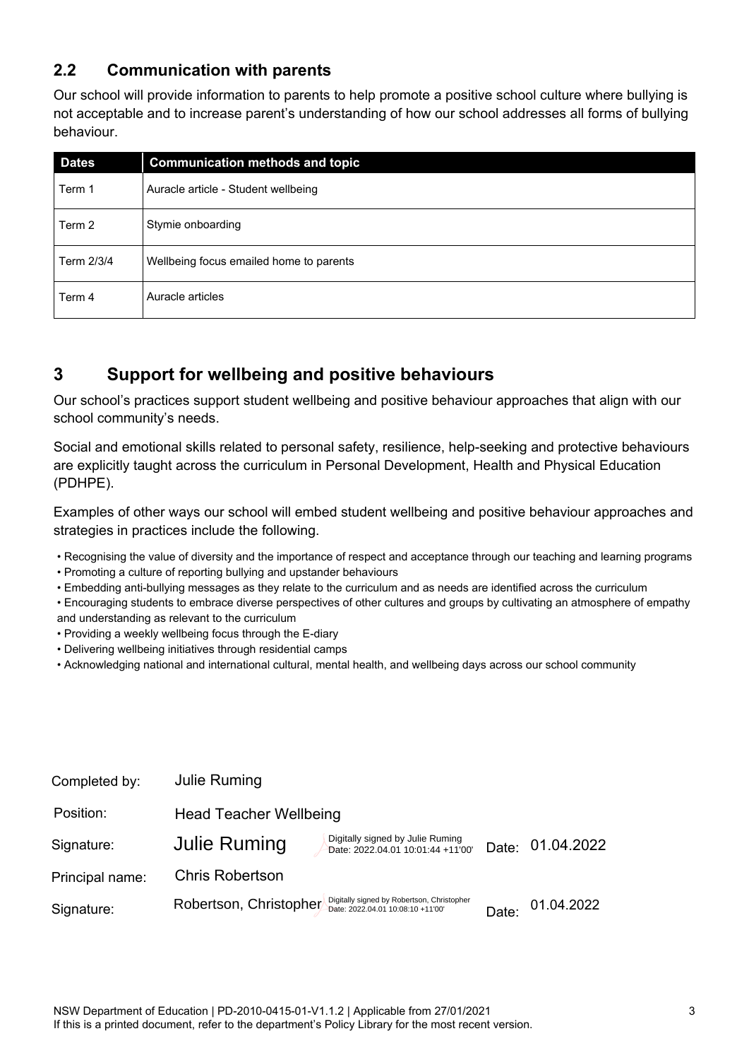## 2.2 Communication with parents

Our school will provide information to parents to help promote a positive school culture where bullying is not acceptable and to increase parent's understanding of how our school addresses all forms of bullying behaviour.

| Dates | Communication methods and topic |
|---|---|
| Term 1 | Auracle article - Student wellbeing |
| Term 2 | Stymie onboarding |
| Term 2/3/4 | Wellbeing focus emailed home to parents |
| Term 4 | Auracle articles |

# 3 Support for wellbeing and positive behaviours

Our school's practices support student wellbeing and positive behaviour approaches that align with our school community's needs.

Social and emotional skills related to personal safety, resilience, help-seeking and protective behaviours are explicitly taught across the curriculum in Personal Development, Health and Physical Education (PDHPE).

Examples of other ways our school will embed student wellbeing and positive behaviour approaches and strategies in practices include the following.

- Recognising the value of diversity and the importance of respect and acceptance through our teaching and learning programs
- Promoting a culture of reporting bullying and upstander behaviours
- Embedding anti-bullying messages as they relate to the curriculum and as needs are identified across the curriculum
- Encouraging students to embrace diverse perspectives of other cultures and groups by cultivating an atmosphere of empathy and understanding as relevant to the curriculum
- Providing a weekly wellbeing focus through the E-diary
- Delivering wellbeing initiatives through residential camps
- Acknowledging national and international cultural, mental health, and wellbeing days across our school community

Completed by: Julie Ruming

Position: Head Teacher Wellbeing

Signature: Julie Ruming (Digitally signed by Julie Ruming Date: 2022.04.01 10:01:44 +11'00') Date: 01.04.2022

Principal name: Chris Robertson

Signature: Robertson, Christopher (Digitally signed by Robertson, Christopher Date: 2022.04.01 10:08:10 +11'00') Date: 01.04.2022

NSW Department of Education | PD-2010-0415-01-V1.1.2 | Applicable from 27/01/2021
If this is a printed document, refer to the department's Policy Library for the most recent version.